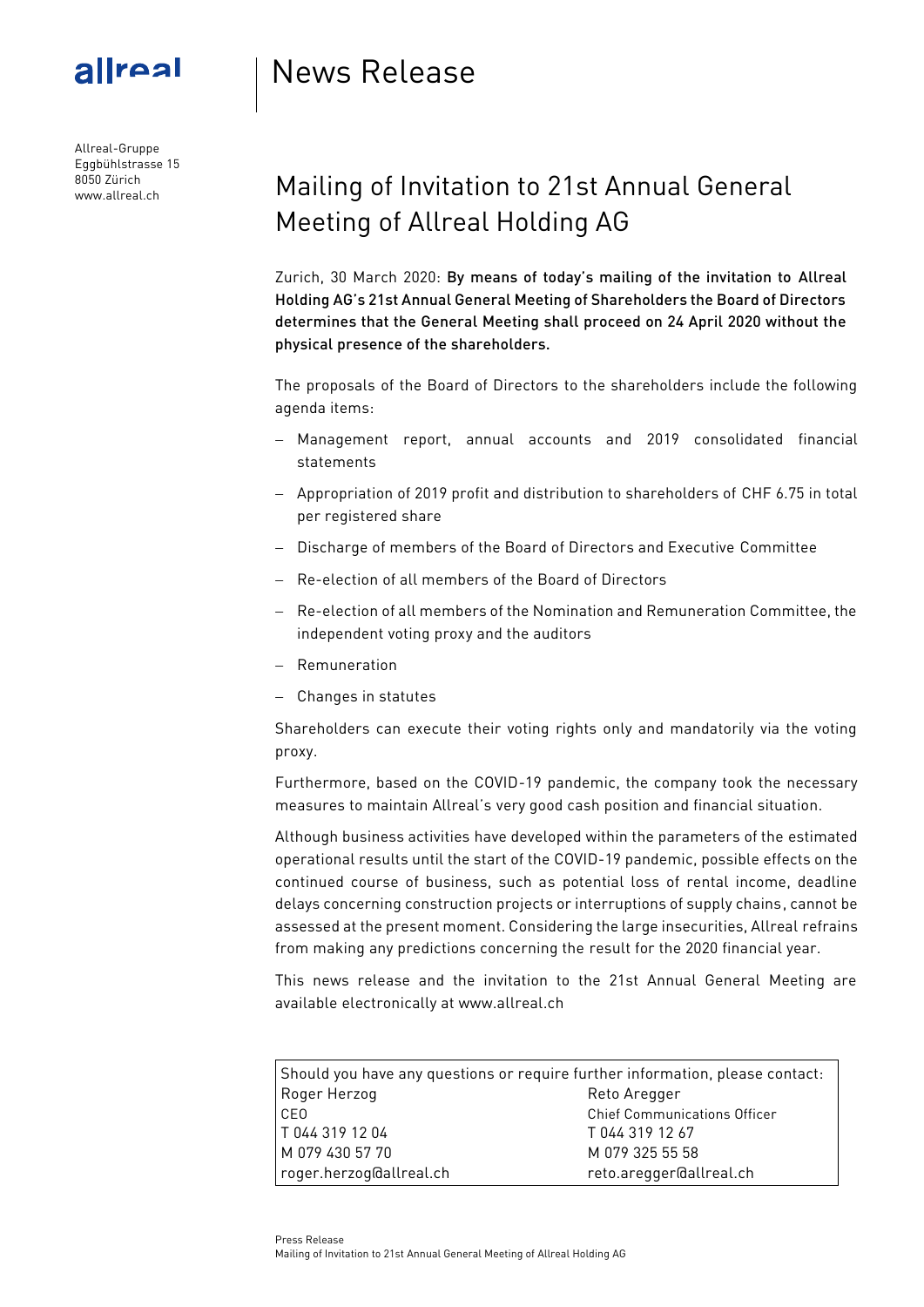allreal

# News Release

Allreal-Gruppe
Eggbühlstrasse 15
8050 Zürich
www.allreal.ch

## Mailing of Invitation to 21st Annual General Meeting of Allreal Holding AG

Zurich, 30 March 2020: **By means of today's mailing of the invitation to Allreal Holding AG's 21st Annual General Meeting of Shareholders the Board of Directors determines that the General Meeting shall proceed on 24 April 2020 without the physical presence of the shareholders.**

The proposals of the Board of Directors to the shareholders include the following agenda items:

- Management report, annual accounts and 2019 consolidated financial statements
- Appropriation of 2019 profit and distribution to shareholders of CHF 6.75 in total per registered share
- Discharge of members of the Board of Directors and Executive Committee
- Re-election of all members of the Board of Directors
- Re-election of all members of the Nomination and Remuneration Committee, the independent voting proxy and the auditors
- Remuneration
- Changes in statutes

Shareholders can execute their voting rights only and mandatorily via the voting proxy.

Furthermore, based on the COVID-19 pandemic, the company took the necessary measures to maintain Allreal's very good cash position and financial situation.

Although business activities have developed within the parameters of the estimated operational results until the start of the COVID-19 pandemic, possible effects on the continued course of business, such as potential loss of rental income, deadline delays concerning construction projects or interruptions of supply chains, cannot be assessed at the present moment. Considering the large insecurities, Allreal refrains from making any predictions concerning the result for the 2020 financial year.

This news release and the invitation to the 21st Annual General Meeting are available electronically at www.allreal.ch

| Should you have any questions or require further information, please contact: | |
|---|---|
| Roger Herzog | Reto Aregger |
| CEO | Chief Communications Officer |
| T 044 319 12 04 | T 044 319 12 67 |
| M 079 430 57 70 | M 079 325 55 58 |
| roger.herzog@allreal.ch | reto.aregger@allreal.ch |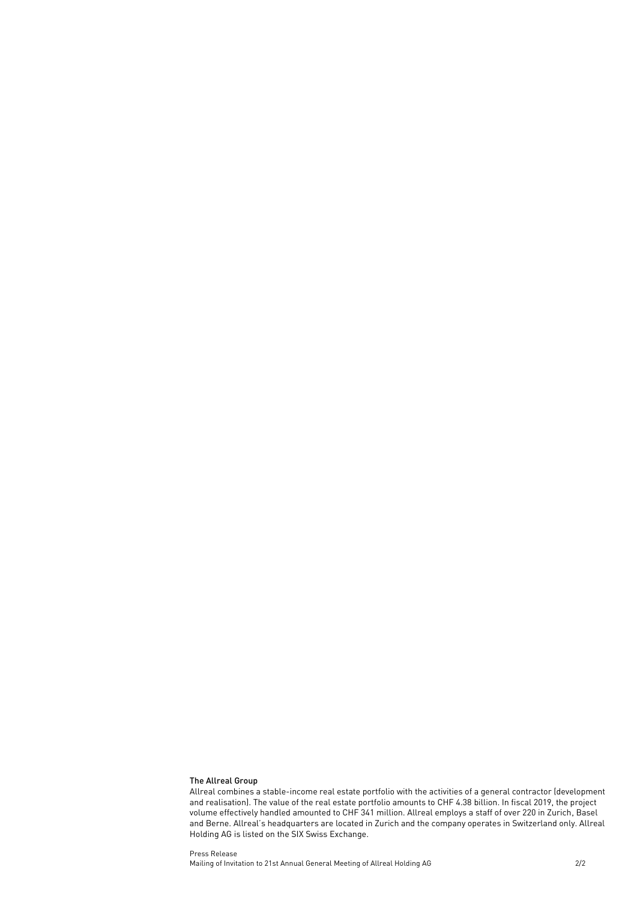### The Allreal Group

Allreal combines a stable-income real estate portfolio with the activities of a general contractor (development and realisation). The value of the real estate portfolio amounts to CHF 4.38 billion. In fiscal 2019, the project volume effectively handled amounted to CHF 341 million. Allreal employs a staff of over 220 in Zurich, Basel and Berne. Allreal's headquarters are located in Zurich and the company operates in Switzerland only. Allreal Holding AG is listed on the SIX Swiss Exchange.